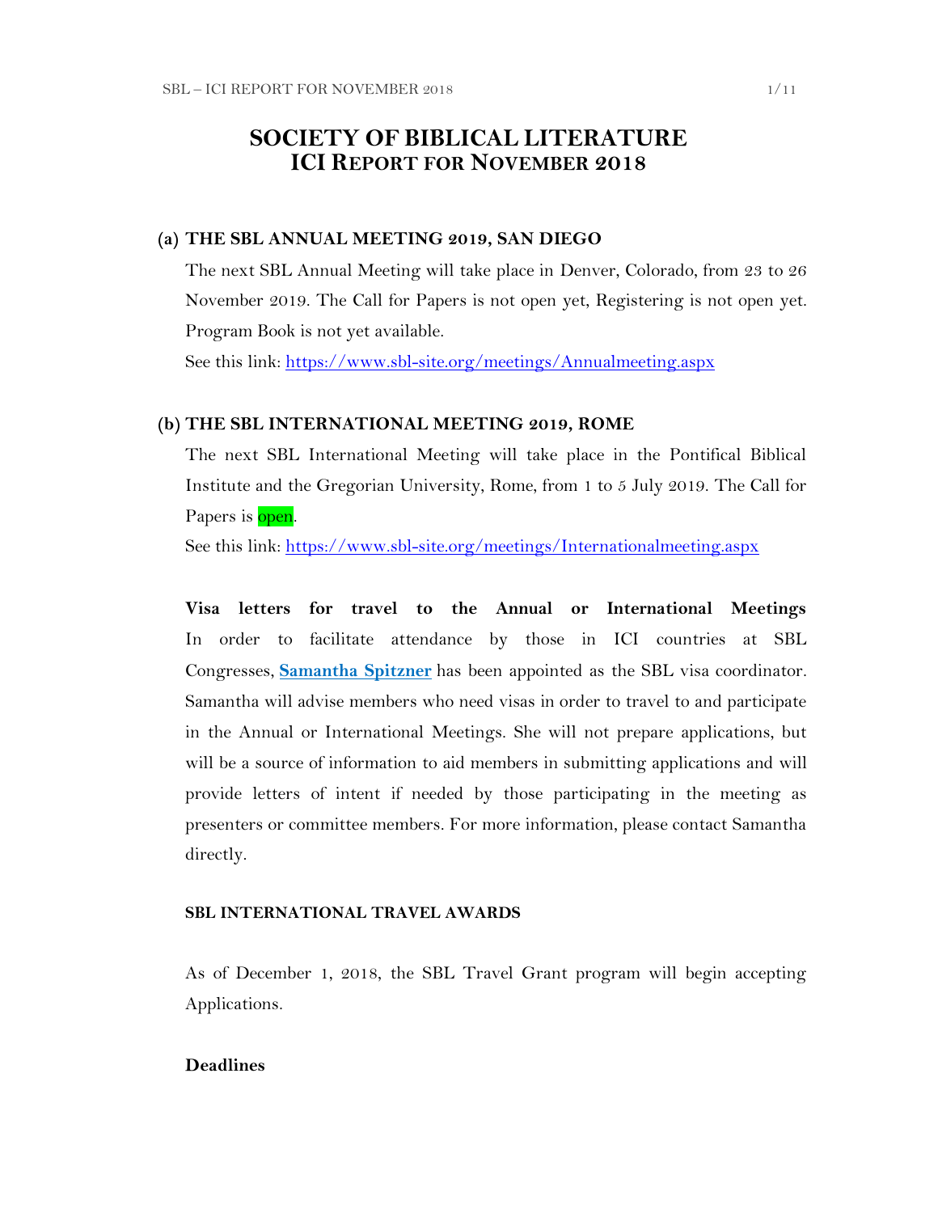# SOCIETY OF BIBLICAL LITERATURE
## ICI REPORT FOR NOVEMBER 2018

### (a) THE SBL ANNUAL MEETING 2019, SAN DIEGO

The next SBL Annual Meeting will take place in Denver, Colorado, from 23 to 26 November 2019. The Call for Papers is not open yet, Registering is not open yet. Program Book is not yet available.

See this link: https://www.sbl-site.org/meetings/Annualmeeting.aspx

### (b) THE SBL INTERNATIONAL MEETING 2019, ROME

The next SBL International Meeting will take place in the Pontifical Biblical Institute and the Gregorian University, Rome, from 1 to 5 July 2019. The Call for Papers is open.

See this link: https://www.sbl-site.org/meetings/Internationalmeeting.aspx

**Visa letters for travel to the Annual or International Meetings**
In order to facilitate attendance by those in ICI countries at SBL Congresses, **Samantha Spitzner** has been appointed as the SBL visa coordinator. Samantha will advise members who need visas in order to travel to and participate in the Annual or International Meetings. She will not prepare applications, but will be a source of information to aid members in submitting applications and will provide letters of intent if needed by those participating in the meeting as presenters or committee members. For more information, please contact Samantha directly.

#### SBL INTERNATIONAL TRAVEL AWARDS

As of December 1, 2018, the SBL Travel Grant program will begin accepting Applications.

**Deadlines**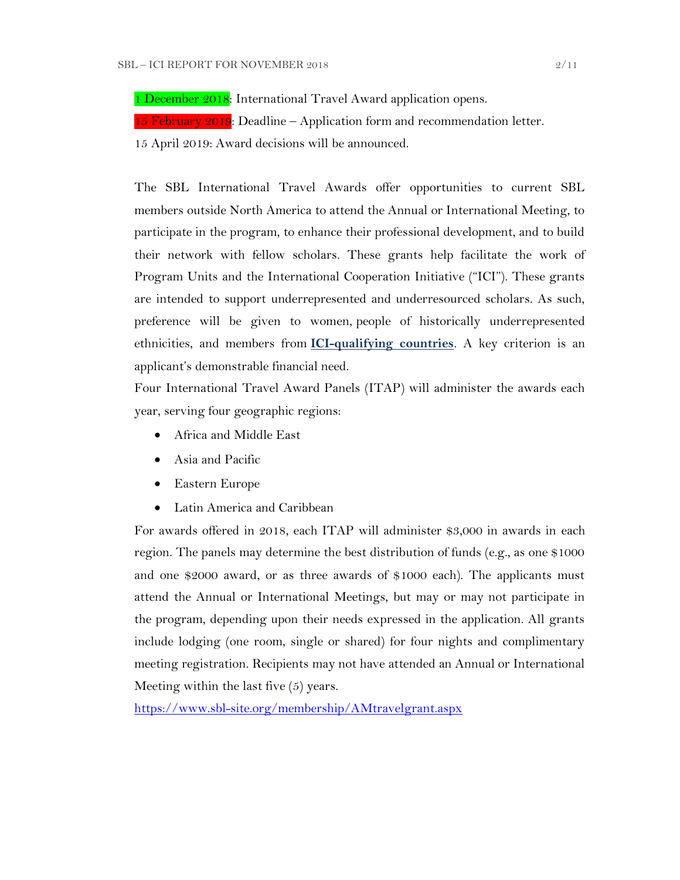1 December 2018: International Travel Award application opens.

15 February 2019: Deadline – Application form and recommendation letter.

15 April 2019: Award decisions will be announced.

The SBL International Travel Awards offer opportunities to current SBL members outside North America to attend the Annual or International Meeting, to participate in the program, to enhance their professional development, and to build their network with fellow scholars. These grants help facilitate the work of Program Units and the International Cooperation Initiative ("ICI"). These grants are intended to support underrepresented and underresourced scholars. As such, preference will be given to women, people of historically underrepresented ethnicities, and members from **ICI-qualifying countries**. A key criterion is an applicant's demonstrable financial need.

Four International Travel Award Panels (ITAP) will administer the awards each year, serving four geographic regions:

- Africa and Middle East
- Asia and Pacific
- Eastern Europe
- Latin America and Caribbean

For awards offered in 2018, each ITAP will administer $3,000 in awards in each region. The panels may determine the best distribution of funds (e.g., as one $1000 and one $2000 award, or as three awards of $1000 each). The applicants must attend the Annual or International Meetings, but may or may not participate in the program, depending upon their needs expressed in the application. All grants include lodging (one room, single or shared) for four nights and complimentary meeting registration. Recipients may not have attended an Annual or International Meeting within the last five (5) years.

https://www.sbl-site.org/membership/AMtravelgrant.aspx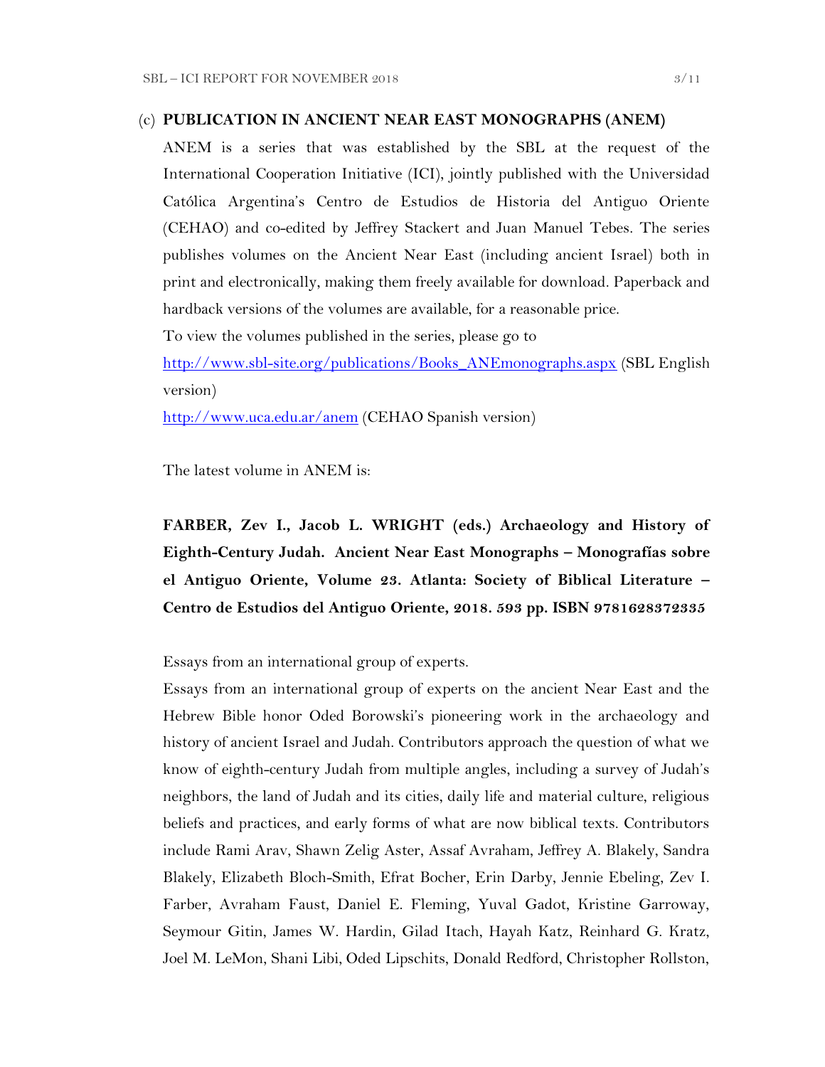(c) **PUBLICATION IN ANCIENT NEAR EAST MONOGRAPHS (ANEM)**

ANEM is a series that was established by the SBL at the request of the International Cooperation Initiative (ICI), jointly published with the Universidad Católica Argentina's Centro de Estudios de Historia del Antiguo Oriente (CEHAO) and co-edited by Jeffrey Stackert and Juan Manuel Tebes. The series publishes volumes on the Ancient Near East (including ancient Israel) both in print and electronically, making them freely available for download. Paperback and hardback versions of the volumes are available, for a reasonable price.

To view the volumes published in the series, please go to

http://www.sbl-site.org/publications/Books_ANEmonographs.aspx (SBL English version)

http://www.uca.edu.ar/anem (CEHAO Spanish version)

The latest volume in ANEM is:

**FARBER, Zev I., Jacob L. WRIGHT (eds.) Archaeology and History of Eighth-Century Judah. Ancient Near East Monographs – Monografías sobre el Antiguo Oriente, Volume 23. Atlanta: Society of Biblical Literature – Centro de Estudios del Antiguo Oriente, 2018. 593 pp. ISBN 9781628372335**

Essays from an international group of experts.

Essays from an international group of experts on the ancient Near East and the Hebrew Bible honor Oded Borowski's pioneering work in the archaeology and history of ancient Israel and Judah. Contributors approach the question of what we know of eighth-century Judah from multiple angles, including a survey of Judah's neighbors, the land of Judah and its cities, daily life and material culture, religious beliefs and practices, and early forms of what are now biblical texts. Contributors include Rami Arav, Shawn Zelig Aster, Assaf Avraham, Jeffrey A. Blakely, Sandra Blakely, Elizabeth Bloch-Smith, Efrat Bocher, Erin Darby, Jennie Ebeling, Zev I. Farber, Avraham Faust, Daniel E. Fleming, Yuval Gadot, Kristine Garroway, Seymour Gitin, James W. Hardin, Gilad Itach, Hayah Katz, Reinhard G. Kratz, Joel M. LeMon, Shani Libi, Oded Lipschits, Donald Redford, Christopher Rollston,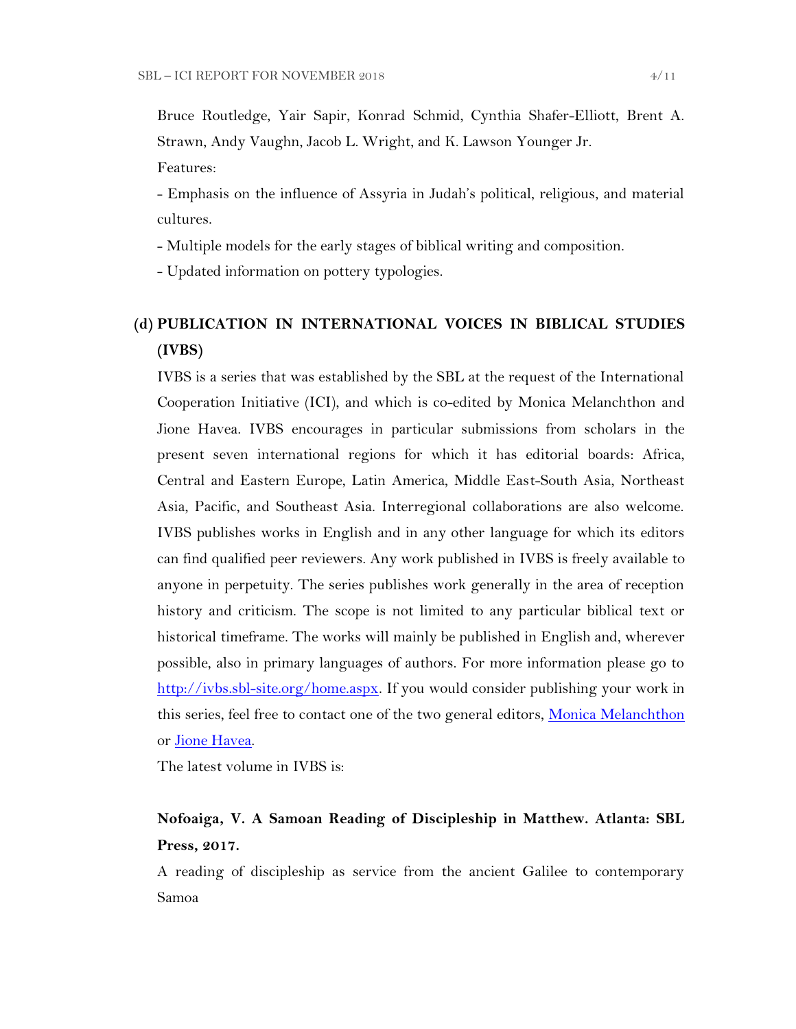Bruce Routledge, Yair Sapir, Konrad Schmid, Cynthia Shafer-Elliott, Brent A. Strawn, Andy Vaughn, Jacob L. Wright, and K. Lawson Younger Jr.

Features:

- Emphasis on the influence of Assyria in Judah's political, religious, and material cultures.
- Multiple models for the early stages of biblical writing and composition.
- Updated information on pottery typologies.

### (d) PUBLICATION IN INTERNATIONAL VOICES IN BIBLICAL STUDIES (IVBS)

IVBS is a series that was established by the SBL at the request of the International Cooperation Initiative (ICI), and which is co-edited by Monica Melanchthon and Jione Havea. IVBS encourages in particular submissions from scholars in the present seven international regions for which it has editorial boards: Africa, Central and Eastern Europe, Latin America, Middle East-South Asia, Northeast Asia, Pacific, and Southeast Asia. Interregional collaborations are also welcome. IVBS publishes works in English and in any other language for which its editors can find qualified peer reviewers. Any work published in IVBS is freely available to anyone in perpetuity. The series publishes work generally in the area of reception history and criticism. The scope is not limited to any particular biblical text or historical timeframe. The works will mainly be published in English and, wherever possible, also in primary languages of authors. For more information please go to [http://ivbs.sbl-site.org/home.aspx](http://ivbs.sbl-site.org/home.aspx). If you would consider publishing your work in this series, feel free to contact one of the two general editors, Monica Melanchthon or Jione Havea.

The latest volume in IVBS is:

**Nofoaiga, V. A Samoan Reading of Discipleship in Matthew. Atlanta: SBL Press, 2017.**

A reading of discipleship as service from the ancient Galilee to contemporary Samoa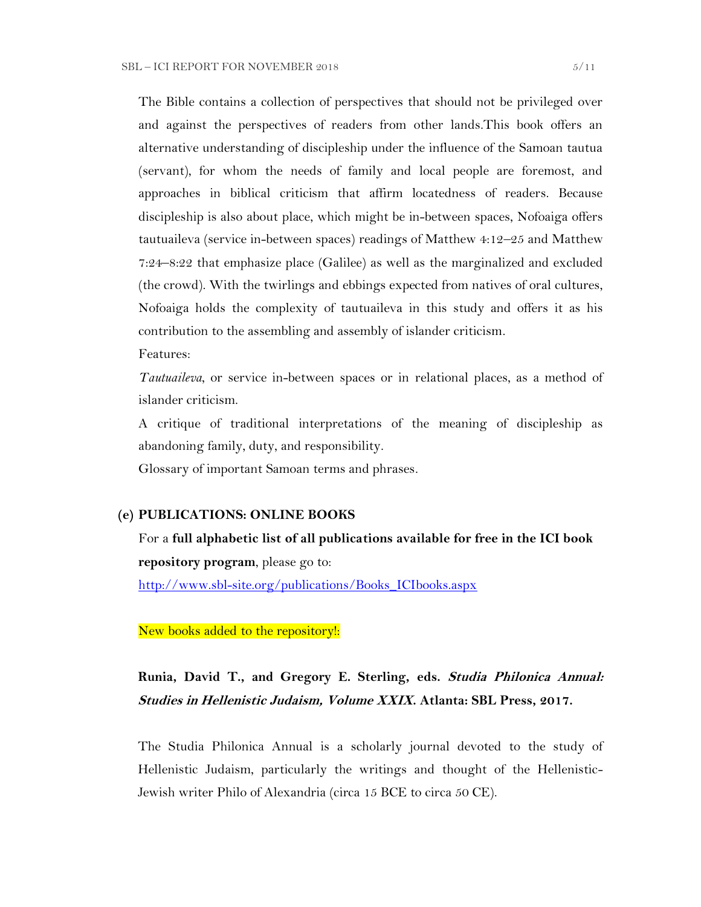The Bible contains a collection of perspectives that should not be privileged over and against the perspectives of readers from other lands.This book offers an alternative understanding of discipleship under the influence of the Samoan tautua (servant), for whom the needs of family and local people are foremost, and approaches in biblical criticism that affirm locatedness of readers. Because discipleship is also about place, which might be in-between spaces, Nofoaiga offers tautuaileva (service in-between spaces) readings of Matthew 4:12–25 and Matthew 7:24–8:22 that emphasize place (Galilee) as well as the marginalized and excluded (the crowd). With the twirlings and ebbings expected from natives of oral cultures, Nofoaiga holds the complexity of tautuaileva in this study and offers it as his contribution to the assembling and assembly of islander criticism.

Features:

*Tautuaileva*, or service in-between spaces or in relational places, as a method of islander criticism.

A critique of traditional interpretations of the meaning of discipleship as abandoning family, duty, and responsibility.

Glossary of important Samoan terms and phrases.

**(e) PUBLICATIONS: ONLINE BOOKS**

For a **full alphabetic list of all publications available for free in the ICI book repository program**, please go to:

http://www.sbl-site.org/publications/Books_ICIbooks.aspx

New books added to the repository!:

**Runia, David T., and Gregory E. Sterling, eds. *Studia Philonica Annual: Studies in Hellenistic Judaism, Volume XXIX*. Atlanta: SBL Press, 2017.**

The Studia Philonica Annual is a scholarly journal devoted to the study of Hellenistic Judaism, particularly the writings and thought of the Hellenistic-Jewish writer Philo of Alexandria (circa 15 BCE to circa 50 CE).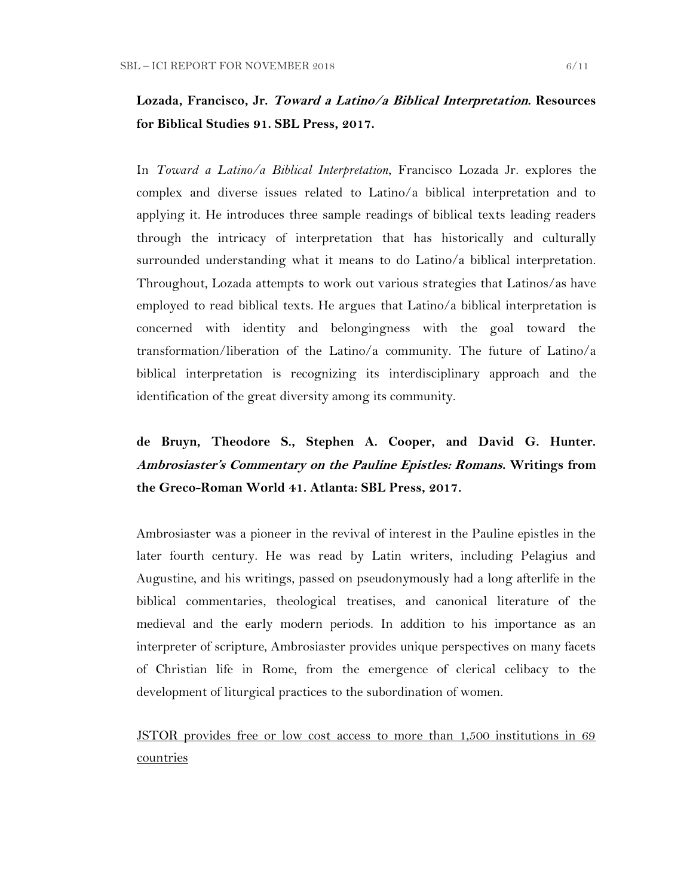**Lozada, Francisco, Jr. *Toward a Latino/a Biblical Interpretation*. Resources for Biblical Studies 91. SBL Press, 2017.**

In *Toward a Latino/a Biblical Interpretation*, Francisco Lozada Jr. explores the complex and diverse issues related to Latino/a biblical interpretation and to applying it. He introduces three sample readings of biblical texts leading readers through the intricacy of interpretation that has historically and culturally surrounded understanding what it means to do Latino/a biblical interpretation. Throughout, Lozada attempts to work out various strategies that Latinos/as have employed to read biblical texts. He argues that Latino/a biblical interpretation is concerned with identity and belongingness with the goal toward the transformation/liberation of the Latino/a community. The future of Latino/a biblical interpretation is recognizing its interdisciplinary approach and the identification of the great diversity among its community.

**de Bruyn, Theodore S., Stephen A. Cooper, and David G. Hunter. *Ambrosiaster's Commentary on the Pauline Epistles: Romans*. Writings from the Greco-Roman World 41. Atlanta: SBL Press, 2017.**

Ambrosiaster was a pioneer in the revival of interest in the Pauline epistles in the later fourth century. He was read by Latin writers, including Pelagius and Augustine, and his writings, passed on pseudonymously had a long afterlife in the biblical commentaries, theological treatises, and canonical literature of the medieval and the early modern periods. In addition to his importance as an interpreter of scripture, Ambrosiaster provides unique perspectives on many facets of Christian life in Rome, from the emergence of clerical celibacy to the development of liturgical practices to the subordination of women.

JSTOR provides free or low cost access to more than 1,500 institutions in 69 countries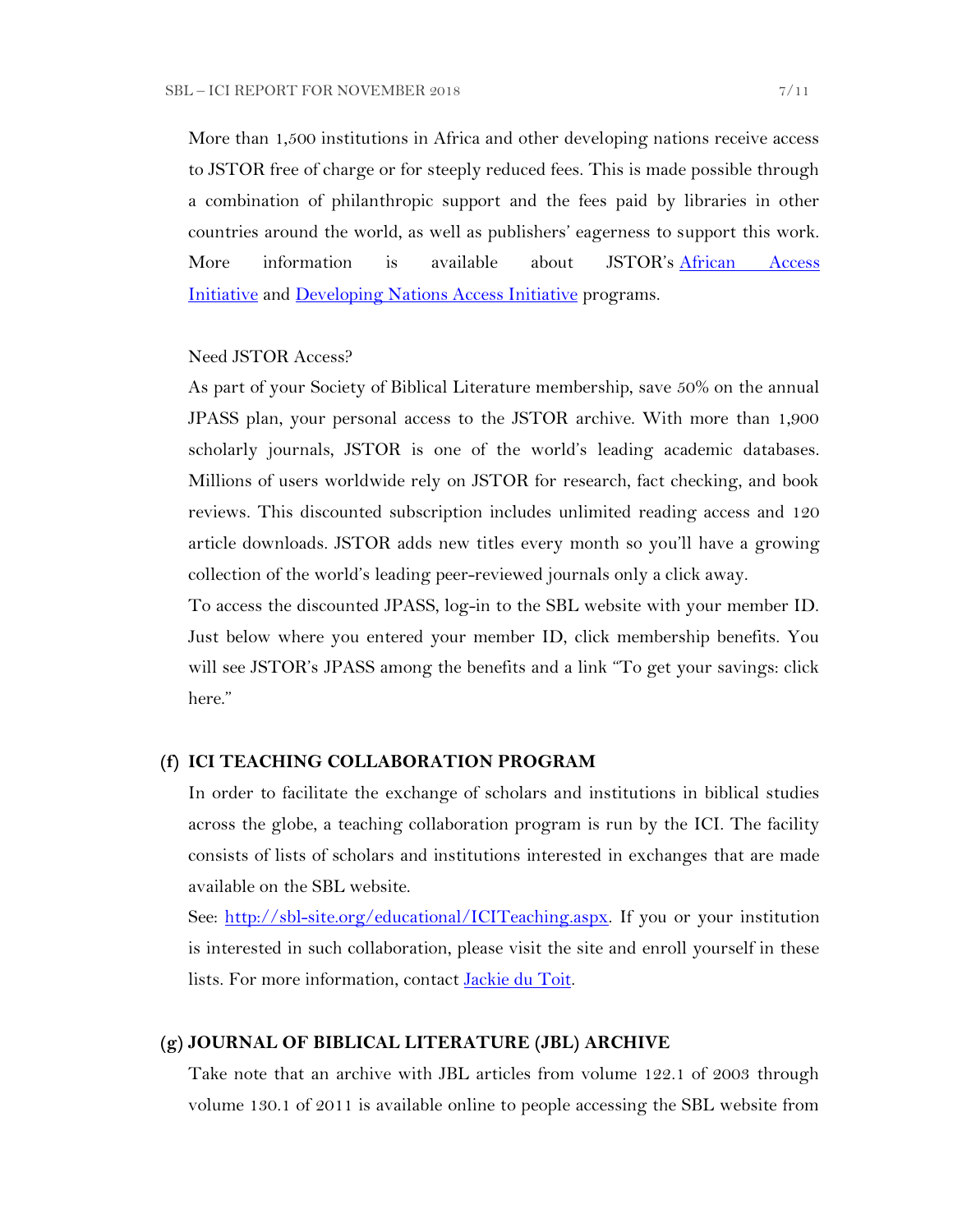More than 1,500 institutions in Africa and other developing nations receive access to JSTOR free of charge or for steeply reduced fees. This is made possible through a combination of philanthropic support and the fees paid by libraries in other countries around the world, as well as publishers' eagerness to support this work. More information is available about JSTOR's [African Access Initiative]() and [Developing Nations Access Initiative]() programs.

Need JSTOR Access?

As part of your Society of Biblical Literature membership, save 50% on the annual JPASS plan, your personal access to the JSTOR archive. With more than 1,900 scholarly journals, JSTOR is one of the world's leading academic databases. Millions of users worldwide rely on JSTOR for research, fact checking, and book reviews. This discounted subscription includes unlimited reading access and 120 article downloads. JSTOR adds new titles every month so you'll have a growing collection of the world's leading peer-reviewed journals only a click away.

To access the discounted JPASS, log-in to the SBL website with your member ID. Just below where you entered your member ID, click membership benefits. You will see JSTOR's JPASS among the benefits and a link "To get your savings: click here."

## (f) ICI TEACHING COLLABORATION PROGRAM

In order to facilitate the exchange of scholars and institutions in biblical studies across the globe, a teaching collaboration program is run by the ICI. The facility consists of lists of scholars and institutions interested in exchanges that are made available on the SBL website.

See: [http://sbl-site.org/educational/ICITeaching.aspx](http://sbl-site.org/educational/ICITeaching.aspx). If you or your institution is interested in such collaboration, please visit the site and enroll yourself in these lists. For more information, contact [Jackie du Toit]().

## (g) JOURNAL OF BIBLICAL LITERATURE (JBL) ARCHIVE

Take note that an archive with JBL articles from volume 122.1 of 2003 through volume 130.1 of 2011 is available online to people accessing the SBL website from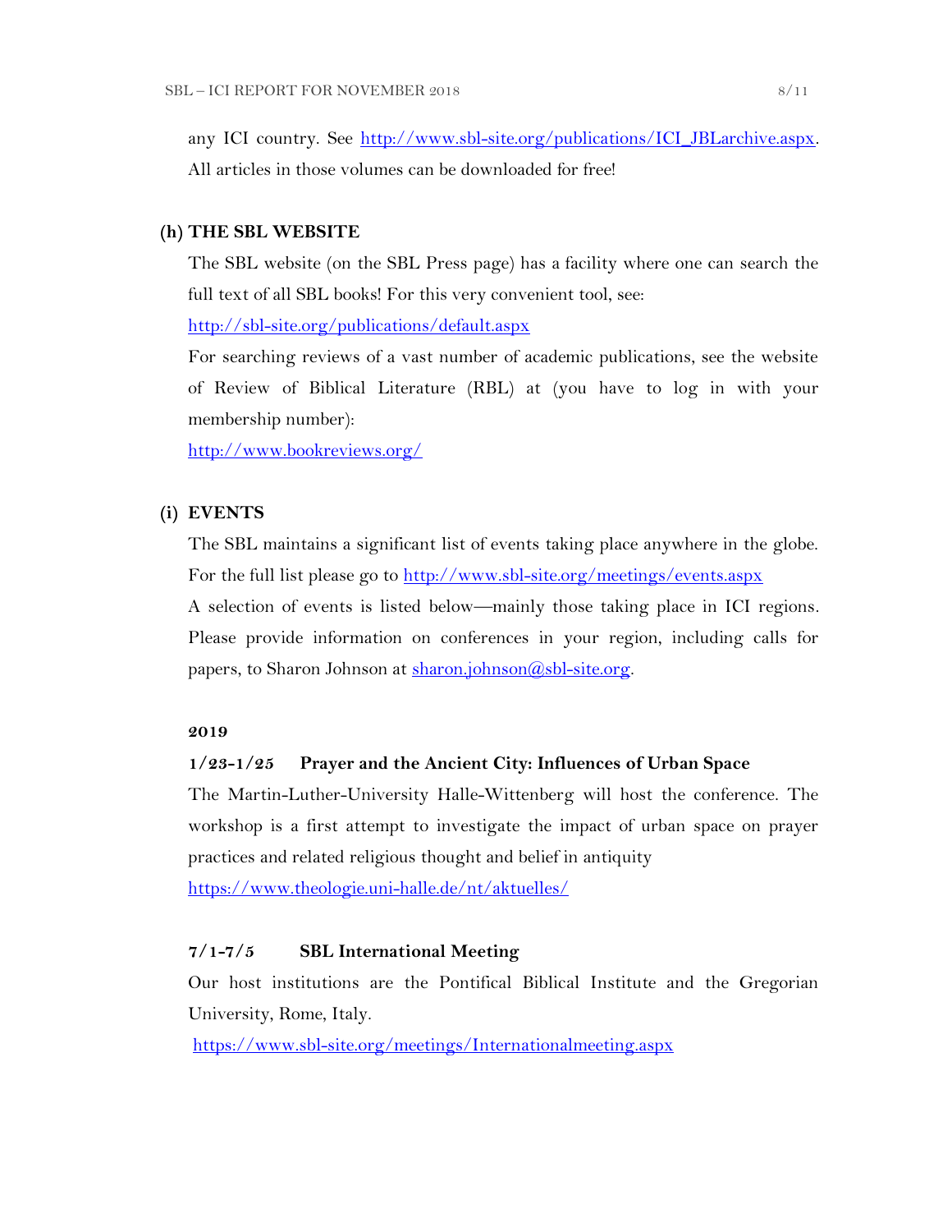any ICI country. See http://www.sbl-site.org/publications/ICI_JBLarchive.aspx. All articles in those volumes can be downloaded for free!

## (h) THE SBL WEBSITE

The SBL website (on the SBL Press page) has a facility where one can search the full text of all SBL books! For this very convenient tool, see:

http://sbl-site.org/publications/default.aspx

For searching reviews of a vast number of academic publications, see the website of Review of Biblical Literature (RBL) at (you have to log in with your membership number):

http://www.bookreviews.org/

## (i) EVENTS

The SBL maintains a significant list of events taking place anywhere in the globe. For the full list please go to http://www.sbl-site.org/meetings/events.aspx

A selection of events is listed below—mainly those taking place in ICI regions. Please provide information on conferences in your region, including calls for papers, to Sharon Johnson at sharon.johnson@sbl-site.org.

### 2019

**1/23-1/25 Prayer and the Ancient City: Influences of Urban Space**

The Martin-Luther-University Halle-Wittenberg will host the conference. The workshop is a first attempt to investigate the impact of urban space on prayer practices and related religious thought and belief in antiquity

https://www.theologie.uni-halle.de/nt/aktuelles/

**7/1-7/5 SBL International Meeting**

Our host institutions are the Pontifical Biblical Institute and the Gregorian University, Rome, Italy.

https://www.sbl-site.org/meetings/Internationalmeeting.aspx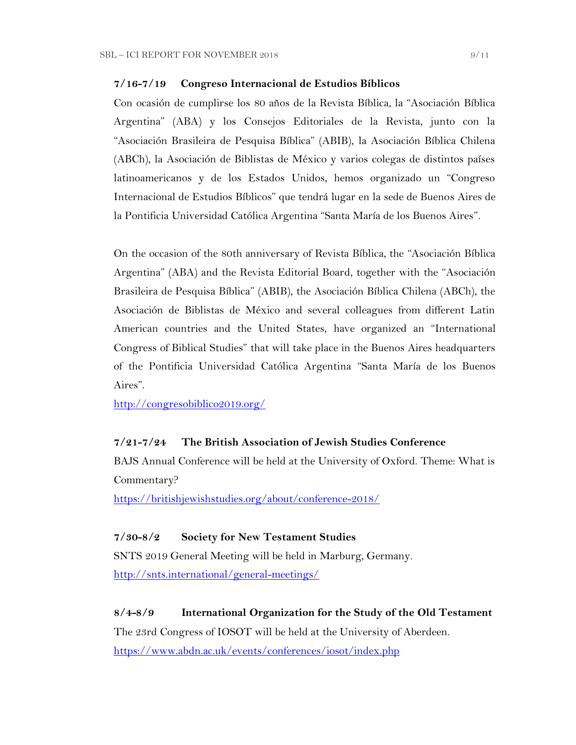**7/16-7/19 Congreso Internacional de Estudios Bíblicos**

Con ocasión de cumplirse los 80 años de la Revista Bíblica, la "Asociación Bíblica Argentina" (ABA) y los Consejos Editoriales de la Revista, junto con la "Asociación Brasileira de Pesquisa Bíblica" (ABIB), la Asociación Bíblica Chilena (ABCh), la Asociación de Biblistas de México y varios colegas de distintos países latinoamericanos y de los Estados Unidos, hemos organizado un "Congreso Internacional de Estudios Bíblicos" que tendrá lugar en la sede de Buenos Aires de la Pontificia Universidad Católica Argentina "Santa María de los Buenos Aires".

On the occasion of the 80th anniversary of Revista Bíblica, the "Asociación Bíblica Argentina" (ABA) and the Revista Editorial Board, together with the "Asociación Brasileira de Pesquisa Bíblica" (ABIB), the Asociación Bíblica Chilena (ABCh), the Asociación de Biblistas de México and several colleagues from different Latin American countries and the United States, have organized an "International Congress of Biblical Studies" that will take place in the Buenos Aires headquarters of the Pontificia Universidad Católica Argentina "Santa María de los Buenos Aires".

http://congresobiblico2019.org/

**7/21-7/24 The British Association of Jewish Studies Conference**

BAJS Annual Conference will be held at the University of Oxford. Theme: What is Commentary?

https://britishjewishstudies.org/about/conference-2018/

**7/30-8/2 Society for New Testament Studies**

SNTS 2019 General Meeting will be held in Marburg, Germany.

http://snts.international/general-meetings/

**8/4-8/9 International Organization for the Study of the Old Testament**

The 23rd Congress of IOSOT will be held at the University of Aberdeen.

https://www.abdn.ac.uk/events/conferences/iosot/index.php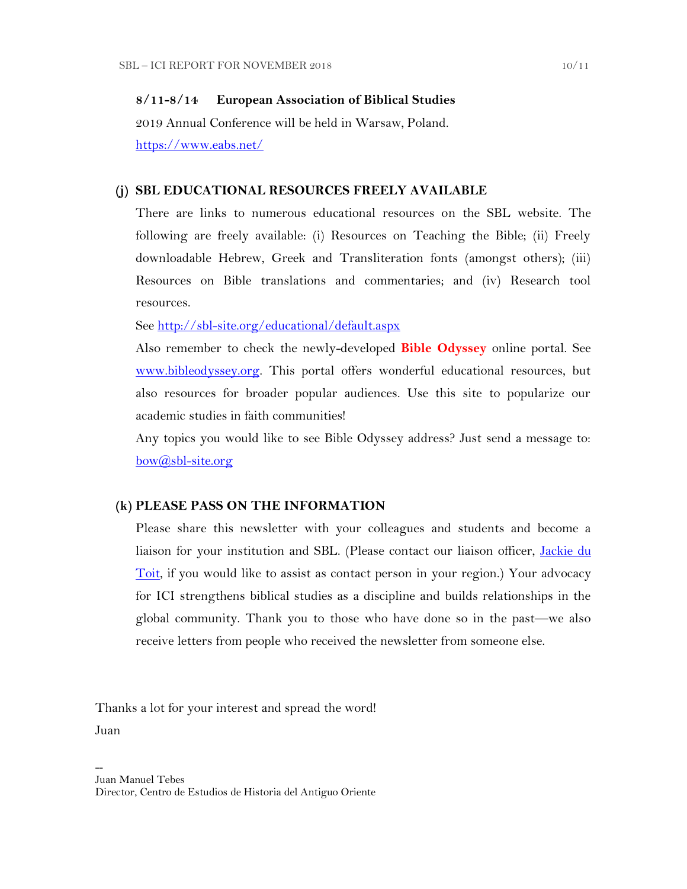**8/11-8/14 European Association of Biblical Studies**

2019 Annual Conference will be held in Warsaw, Poland.

https://www.eabs.net/

### (j) SBL EDUCATIONAL RESOURCES FREELY AVAILABLE

There are links to numerous educational resources on the SBL website. The following are freely available: (i) Resources on Teaching the Bible; (ii) Freely downloadable Hebrew, Greek and Transliteration fonts (amongst others); (iii) Resources on Bible translations and commentaries; and (iv) Research tool resources.

See http://sbl-site.org/educational/default.aspx

Also remember to check the newly-developed **Bible Odyssey** online portal. See www.bibleodyssey.org. This portal offers wonderful educational resources, but also resources for broader popular audiences. Use this site to popularize our academic studies in faith communities!

Any topics you would like to see Bible Odyssey address? Just send a message to: bow@sbl-site.org

### (k) PLEASE PASS ON THE INFORMATION

Please share this newsletter with your colleagues and students and become a liaison for your institution and SBL. (Please contact our liaison officer, Jackie du Toit, if you would like to assist as contact person in your region.) Your advocacy for ICI strengthens biblical studies as a discipline and builds relationships in the global community. Thank you to those who have done so in the past—we also receive letters from people who received the newsletter from someone else.

Thanks a lot for your interest and spread the word!

Juan

--

Juan Manuel Tebes

Director, Centro de Estudios de Historia del Antiguo Oriente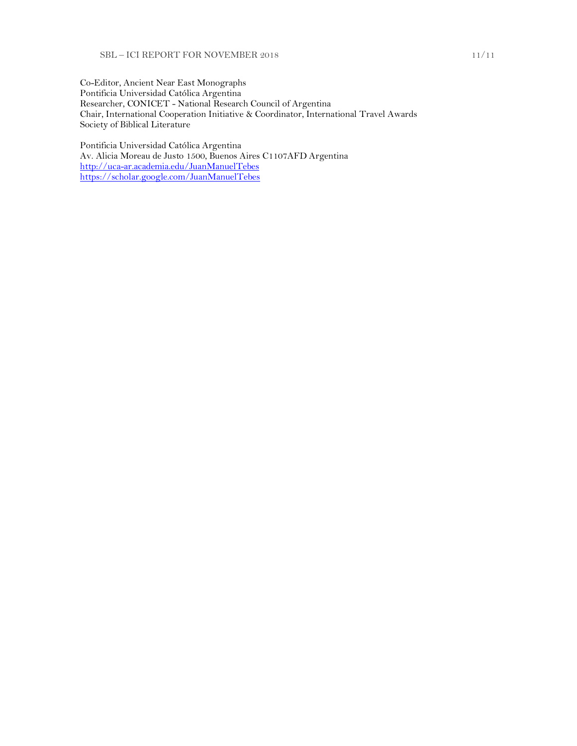Co-Editor, Ancient Near East Monographs
Pontificia Universidad Católica Argentina
Researcher, CONICET - National Research Council of Argentina
Chair, International Cooperation Initiative & Coordinator, International Travel Awards
Society of Biblical Literature

Pontificia Universidad Católica Argentina
Av. Alicia Moreau de Justo 1500, Buenos Aires C1107AFD Argentina
[http://uca-ar.academia.edu/JuanManuelTebes](http://uca-ar.academia.edu/JuanManuelTebes)
[https://scholar.google.com/JuanManuelTebes](https://scholar.google.com/JuanManuelTebes)